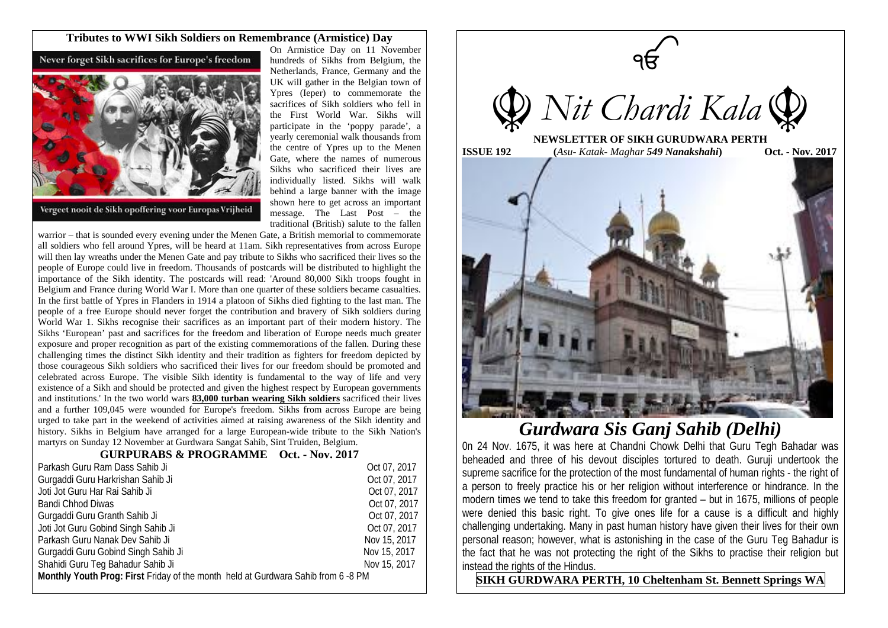## Tributes to WWI Sikh Soldiers on Remembrance (Armistice) Day

Never forget Sikh sacrifices for Europe's freedom

Vergeet nooit de Sikh opoffering voor Europas Vrijheid

On Armistice Day on 11 November hundreds of Sikhs from Belgium, the Netherlands, France, Germany and the UK will gather in the Belgian town of Ypres (Ieper) to commemorate the sacrifices of Sikh soldiers who fell in the First World War. Sikhs will participate in the 'poppy parade', a yearly ceremonial walk thousands from the centre of Ypres up to the Menen Gate, where the names of numerous Sikhs who sacrificed their lives are individually listed. Sikhs will walk behind a large banner with the image shown here to get across an important message. The Last Post – the traditional (British) salute to the fallen warrior – that is sounded every evening under the Menen Gate, a British memorial to commemorate all soldiers who fell around Ypres, will be heard at 11am. Sikh representatives from across Europe will then lay wreaths under the Menen Gate and pay tribute to Sikhs who sacrificed their lives so the people of Europe could live in freedom. Thousands of postcards will be distributed to highlight the importance of the Sikh identity. The postcards will read: 'Around 80,000 Sikh troops fought in Belgium and France during World War I. More than one quarter of these soldiers became casualties. In the first battle of Ypres in Flanders in 1914 a platoon of Sikhs died fighting to the last man. The people of a free Europe should never forget the contribution and bravery of Sikh soldiers during World War 1. Sikhs recognise their sacrifices as an important part of their modern history. The Sikhs 'European' past and sacrifices for the freedom and liberation of Europe needs much greater exposure and proper recognition as part of the existing commemorations of the fallen. During these challenging times the distinct Sikh identity and their tradition as fighters for freedom depicted by those courageous Sikh soldiers who sacrificed their lives for our freedom should be promoted and celebrated across Europe. The visible Sikh identity is fundamental to the way of life and very existence of a Sikh and should be protected and given the highest respect by European governments and institutions.' In the two world wars **83,000 turban wearing Sikh soldiers** sacrificed their lives and a further 109,045 were wounded for Europe's freedom. Sikhs from across Europe are being urged to take part in the weekend of activities aimed at raising awareness of the Sikh identity and history. Sikhs in Belgium have arranged for a large European-wide tribute to the Sikh Nation's martyrs on Sunday 12 November at Gurdwara Sangat Sahib, Sint Truiden, Belgium.

### GURPURABS & PROGRAMME Oct. - Nov. 2017

| | |
|---|---|
| Parkash Guru Ram Dass Sahib Ji | Oct 07, 2017 |
| Gurgaddi Guru Harkrishan Sahib Ji | Oct 07, 2017 |
| Joti Jot Guru Har Rai Sahib Ji | Oct 07, 2017 |
| Bandi Chhod Diwas | Oct 07, 2017 |
| Gurgaddi Guru Granth Sahib Ji | Oct 07, 2017 |
| Joti Jot Guru Gobind Singh Sahib Ji | Oct 07, 2017 |
| Parkash Guru Nanak Dev Sahib Ji | Nov 15, 2017 |
| Gurgaddi Guru Gobind Singh Sahib Ji | Nov 15, 2017 |
| Shahidi Guru Teg Bahadur Sahib Ji | Nov 15, 2017 |

**Monthly Youth Prog: First** Friday of the month held at Gurdwara Sahib from 6 -8 PM

ੴ

# *Nit Chardi Kala*

**NEWSLETTER OF SIKH GURUDWARA PERTH**

**ISSUE 192** **(***Asu- Katak- Maghar* ***549 Nanakshahi*****)** **Oct. - Nov. 2017**

## *Gurdwara Sis Ganj Sahib (Delhi)*

0n 24 Nov. 1675, it was here at Chandni Chowk Delhi that Guru Tegh Bahadar was beheaded and three of his devout disciples tortured to death. Guruji undertook the supreme sacrifice for the protection of the most fundamental of human rights - the right of a person to freely practice his or her religion without interference or hindrance. In the modern times we tend to take this freedom for granted – but in 1675, millions of people were denied this basic right. To give ones life for a cause is a difficult and highly challenging undertaking. Many in past human history have given their lives for their own personal reason; however, what is astonishing in the case of the Guru Teg Bahadur is the fact that he was not protecting the right of the Sikhs to practise their religion but instead the rights of the Hindus.

**SIKH GURDWARA PERTH, 10 Cheltenham St. Bennett Springs WA**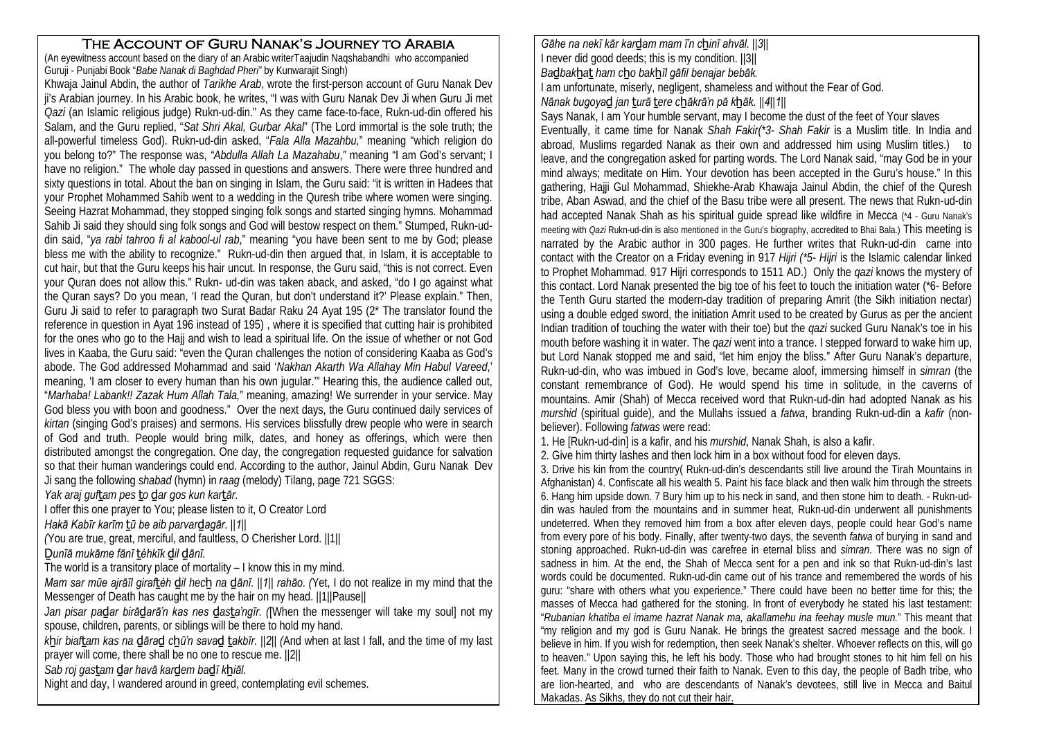# The Account of Guru Nanak's Journey to Arabia

(An eyewitness account based on the diary of an Arabic writerTaajudin Naqshabandhi who accompanied Guruji - Punjabi Book "*Babe Nanak di Baghdad Pheri*" by Kunwarajit Singh)

Khwaja Jainul Abdin, the author of *Tarikhe Arab*, wrote the first-person account of Guru Nanak Dev ji's Arabian journey. In his Arabic book, he writes, "I was with Guru Nanak Dev Ji when Guru Ji met *Qazi* (an Islamic religious judge) Rukn-ud-din." As they came face-to-face, Rukn-ud-din offered his Salam, and the Guru replied, "*Sat Shri Akal, Gurbar Akal*" (The Lord immortal is the sole truth; the all-powerful timeless God). Rukn-ud-din asked, "*Fala Alla Mazahbu,*" meaning "which religion do you belong to?" The response was, *"Abdulla Allah La Mazahabu,"* meaning "I am God's servant; I have no religion." The whole day passed in questions and answers. There were three hundred and sixty questions in total. About the ban on singing in Islam, the Guru said: "it is written in Hadees that your Prophet Mohammed Sahib went to a wedding in the Quresh tribe where women were singing. Seeing Hazrat Mohammad, they stopped singing folk songs and started singing hymns. Mohammad Sahib Ji said they should sing folk songs and God will bestow respect on them." Stumped, Rukn-ud-din said, "*ya rabi tahroo fi al kabool-ul rab*," meaning "you have been sent to me by God; please bless me with the ability to recognize." Rukn-ud-din then argued that, in Islam, it is acceptable to cut hair, but that the Guru keeps his hair uncut. In response, the Guru said, "this is not correct. Even your Quran does not allow this." Rukn- ud-din was taken aback, and asked, "do I go against what the Quran says? Do you mean, 'I read the Quran, but don't understand it?' Please explain." Then, Guru Ji said to refer to paragraph two Surat Badar Raku 24 Ayat 195 (2* The translator found the reference in question in Ayat 196 instead of 195) , where it is specified that cutting hair is prohibited for the ones who go to the Hajj and wish to lead a spiritual life. On the issue of whether or not God lives in Kaaba, the Guru said: "even the Quran challenges the notion of considering Kaaba as God's abode. The God addressed Mohammad and said '*Nakhan Akarth Wa Allahay Min Habul Vareed*,' meaning, 'I am closer to every human than his own jugular.'" Hearing this, the audience called out, "*Marhaba! Labank!! Zazak Hum Allah Tala,*" meaning, amazing! We surrender in your service. May God bless you with boon and goodness." Over the next days, the Guru continued daily services of *kirtan* (singing God's praises) and sermons. His services blissfully drew people who were in search of God and truth. People would bring milk, dates, and honey as offerings, which were then distributed amongst the congregation. One day, the congregation requested guidance for salvation so that their human wanderings could end. According to the author, Jainul Abdin, Guru Nanak Dev Ji sang the following *shabad* (hymn) in *raag* (melody) Tilang, page 721 SGGS:

*Yak araj guftam pes to dar gos kun kartār.*

I offer this one prayer to You; please listen to it, O Creator Lord

*Hakā Kabīr karīm tū be aib parvardagār. ||1||*

*(*You are true, great, merciful, and faultless, O Cherisher Lord. ||1||

*Dunīā mukāme fānī tėhkīk dil dānī.*

The world is a transitory place of mortality – I know this in my mind.

*Mam sar mūe ajrāīl giraftėh dil hech na dānī. ||1|| rahāo. (*Yet, I do not realize in my mind that the Messenger of Death has caught me by the hair on my head. ||1||Pause||

*Jan pisar padar birādarā'n kas nes dasta'ngīr. (*[When the messenger will take my soul] not my spouse, children, parents, or siblings will be there to hold my hand.

*khir biaftam kas na dārad chū'n savad takbīr. ||2|| (*And when at last I fall, and the time of my last prayer will come, there shall be no one to rescue me. ||2||

*Sab roj gastam dar havā kardem badī khiāl.*

Night and day, I wandered around in greed, contemplating evil schemes.

*Gāhe na nekī kār kardam mam ī'n chinī ahvāl. ||3||*

I never did good deeds; this is my condition. ||3||

*Badbakhat ham cho bakhīl gāfil benajar bebāk.*

I am unfortunate, miserly, negligent, shameless and without the Fear of God.

*Nānak bugoyad jan turā tere chākrā'n pā khāk. ||4||1||*

Says Nanak, I am Your humble servant, may I become the dust of the feet of Your slaves

Eventually, it came time for Nanak *Shah Fakir(\*3- Shah Fakir* is a Muslim title. In India and abroad, Muslims regarded Nanak as their own and addressed him using Muslim titles.) to leave, and the congregation asked for parting words. The Lord Nanak said, "may God be in your mind always; meditate on Him. Your devotion has been accepted in the Guru's house." In this gathering, Hajji Gul Mohammad, Shiekhe-Arab Khawaja Jainul Abdin, the chief of the Quresh tribe, Aban Aswad, and the chief of the Basu tribe were all present. The news that Rukn-ud-din had accepted Nanak Shah as his spiritual guide spread like wildfire in Mecca (\*4 - Guru Nanak's meeting with *Qazi* Rukn-ud-din is also mentioned in the Guru's biography, accredited to Bhai Bala.) This meeting is narrated by the Arabic author in 300 pages. He further writes that Rukn-ud-din came into contact with the Creator on a Friday evening in 917 *Hijri (\*5- Hijri* is the Islamic calendar linked to Prophet Mohammad. 917 Hijri corresponds to 1511 AD.) Only the *qazi* knows the mystery of this contact. Lord Nanak presented the big toe of his feet to touch the initiation water (\*6- Before the Tenth Guru started the modern-day tradition of preparing Amrit (the Sikh initiation nectar) using a double edged sword, the initiation Amrit used to be created by Gurus as per the ancient Indian tradition of touching the water with their toe) but the *qazi* sucked Guru Nanak's toe in his mouth before washing it in water. The *qazi* went into a trance. I stepped forward to wake him up, but Lord Nanak stopped me and said, "let him enjoy the bliss." After Guru Nanak's departure, Rukn-ud-din, who was imbued in God's love, became aloof, immersing himself in *simran* (the constant remembrance of God). He would spend his time in solitude, in the caverns of mountains. Amir (Shah) of Mecca received word that Rukn-ud-din had adopted Nanak as his *murshid* (spiritual guide), and the Mullahs issued a *fatwa*, branding Rukn-ud-din a *kafir* (non-believer). Following *fatwas* were read:

1. He [Rukn-ud-din] is a kafir, and his *murshid*, Nanak Shah, is also a kafir.
2. Give him thirty lashes and then lock him in a box without food for eleven days.
3. Drive his kin from the country( Rukn-ud-din's descendants still live around the Tirah Mountains in Afghanistan) 4. Confiscate all his wealth 5. Paint his face black and then walk him through the streets 6. Hang him upside down. 7 Bury him up to his neck in sand, and then stone him to death. - Rukn-ud-din was hauled from the mountains and in summer heat, Rukn-ud-din underwent all punishments undeterred. When they removed him from a box after eleven days, people could hear God's name from every pore of his body. Finally, after twenty-two days, the seventh *fatwa* of burying in sand and stoning approached. Rukn-ud-din was carefree in eternal bliss and *simran*. There was no sign of sadness in him. At the end, the Shah of Mecca sent for a pen and ink so that Rukn-ud-din's last words could be documented. Rukn-ud-din came out of his trance and remembered the words of his guru: "share with others what you experience." There could have been no better time for this; the masses of Mecca had gathered for the stoning. In front of everybody he stated his last testament: "*Rubanian khatiba el imame hazrat Nanak ma, akallamehu ina feehay musle mun.*" This meant that "my religion and my god is Guru Nanak. He brings the greatest sacred message and the book. I believe in him. If you wish for redemption, then seek Nanak's shelter. Whoever reflects on this, will go to heaven." Upon saying this, he left his body. Those who had brought stones to hit him fell on his feet. Many in the crowd turned their faith to Nanak. Even to this day, the people of Badh tribe, who are lion-hearted, and who are descendants of Nanak's devotees, still live in Mecca and Baitul Makadas. As Sikhs, they do not cut their hair.